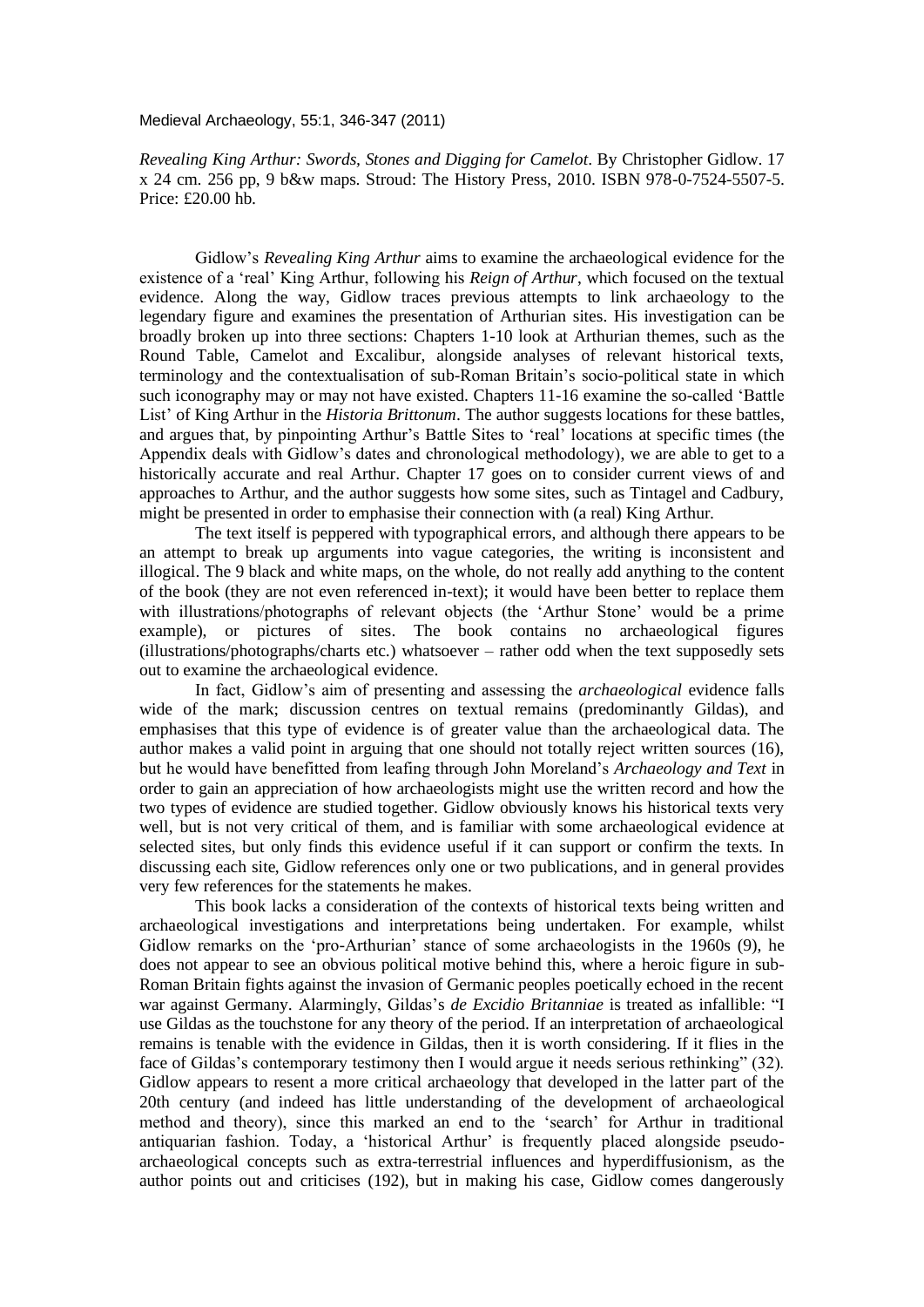Medieval Archaeology, 55:1, 346-347 (2011)

*Revealing King Arthur: Swords, Stones and Digging for Camelot*. By Christopher Gidlow. 17 x 24 cm. 256 pp, 9 b&w maps. Stroud: The History Press, 2010. ISBN 978-0-7524-5507-5. Price: £20.00 hb.

Gidlow's *Revealing King Arthur* aims to examine the archaeological evidence for the existence of a 'real' King Arthur, following his *Reign of Arthur*, which focused on the textual evidence. Along the way, Gidlow traces previous attempts to link archaeology to the legendary figure and examines the presentation of Arthurian sites. His investigation can be broadly broken up into three sections: Chapters 1-10 look at Arthurian themes, such as the Round Table, Camelot and Excalibur, alongside analyses of relevant historical texts, terminology and the contextualisation of sub-Roman Britain's socio-political state in which such iconography may or may not have existed. Chapters 11-16 examine the so-called 'Battle List' of King Arthur in the *Historia Brittonum*. The author suggests locations for these battles, and argues that, by pinpointing Arthur's Battle Sites to 'real' locations at specific times (the Appendix deals with Gidlow's dates and chronological methodology), we are able to get to a historically accurate and real Arthur. Chapter 17 goes on to consider current views of and approaches to Arthur, and the author suggests how some sites, such as Tintagel and Cadbury, might be presented in order to emphasise their connection with (a real) King Arthur.

The text itself is peppered with typographical errors, and although there appears to be an attempt to break up arguments into vague categories, the writing is inconsistent and illogical. The 9 black and white maps, on the whole, do not really add anything to the content of the book (they are not even referenced in-text); it would have been better to replace them with illustrations/photographs of relevant objects (the 'Arthur Stone' would be a prime example), or pictures of sites. The book contains no archaeological figures (illustrations/photographs/charts etc.) whatsoever – rather odd when the text supposedly sets out to examine the archaeological evidence.

In fact, Gidlow's aim of presenting and assessing the *archaeological* evidence falls wide of the mark; discussion centres on textual remains (predominantly Gildas), and emphasises that this type of evidence is of greater value than the archaeological data. The author makes a valid point in arguing that one should not totally reject written sources (16), but he would have benefitted from leafing through John Moreland's *Archaeology and Text* in order to gain an appreciation of how archaeologists might use the written record and how the two types of evidence are studied together. Gidlow obviously knows his historical texts very well, but is not very critical of them, and is familiar with some archaeological evidence at selected sites, but only finds this evidence useful if it can support or confirm the texts. In discussing each site, Gidlow references only one or two publications, and in general provides very few references for the statements he makes.

This book lacks a consideration of the contexts of historical texts being written and archaeological investigations and interpretations being undertaken. For example, whilst Gidlow remarks on the 'pro-Arthurian' stance of some archaeologists in the 1960s (9), he does not appear to see an obvious political motive behind this, where a heroic figure in sub-Roman Britain fights against the invasion of Germanic peoples poetically echoed in the recent war against Germany. Alarmingly, Gildas's *de Excidio Britanniae* is treated as infallible: "I use Gildas as the touchstone for any theory of the period. If an interpretation of archaeological remains is tenable with the evidence in Gildas, then it is worth considering. If it flies in the face of Gildas's contemporary testimony then I would argue it needs serious rethinking" (32). Gidlow appears to resent a more critical archaeology that developed in the latter part of the 20th century (and indeed has little understanding of the development of archaeological method and theory), since this marked an end to the 'search' for Arthur in traditional antiquarian fashion. Today, a 'historical Arthur' is frequently placed alongside pseudo-archaeological concepts such as extra-terrestrial influences and hyperdiffusionism, as the author points out and criticises (192), but in making his case, Gidlow comes dangerously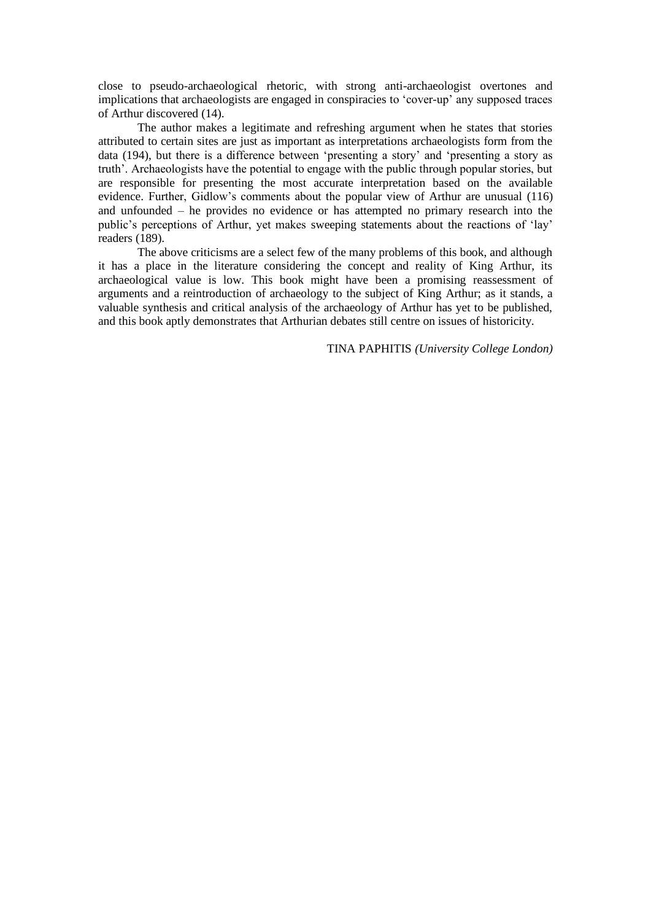close to pseudo-archaeological rhetoric, with strong anti-archaeologist overtones and implications that archaeologists are engaged in conspiracies to 'cover-up' any supposed traces of Arthur discovered (14).

The author makes a legitimate and refreshing argument when he states that stories attributed to certain sites are just as important as interpretations archaeologists form from the data (194), but there is a difference between 'presenting a story' and 'presenting a story as truth'. Archaeologists have the potential to engage with the public through popular stories, but are responsible for presenting the most accurate interpretation based on the available evidence. Further, Gidlow's comments about the popular view of Arthur are unusual (116) and unfounded – he provides no evidence or has attempted no primary research into the public's perceptions of Arthur, yet makes sweeping statements about the reactions of 'lay' readers (189).

The above criticisms are a select few of the many problems of this book, and although it has a place in the literature considering the concept and reality of King Arthur, its archaeological value is low. This book might have been a promising reassessment of arguments and a reintroduction of archaeology to the subject of King Arthur; as it stands, a valuable synthesis and critical analysis of the archaeology of Arthur has yet to be published, and this book aptly demonstrates that Arthurian debates still centre on issues of historicity.

TINA PAPHITIS *(University College London)*